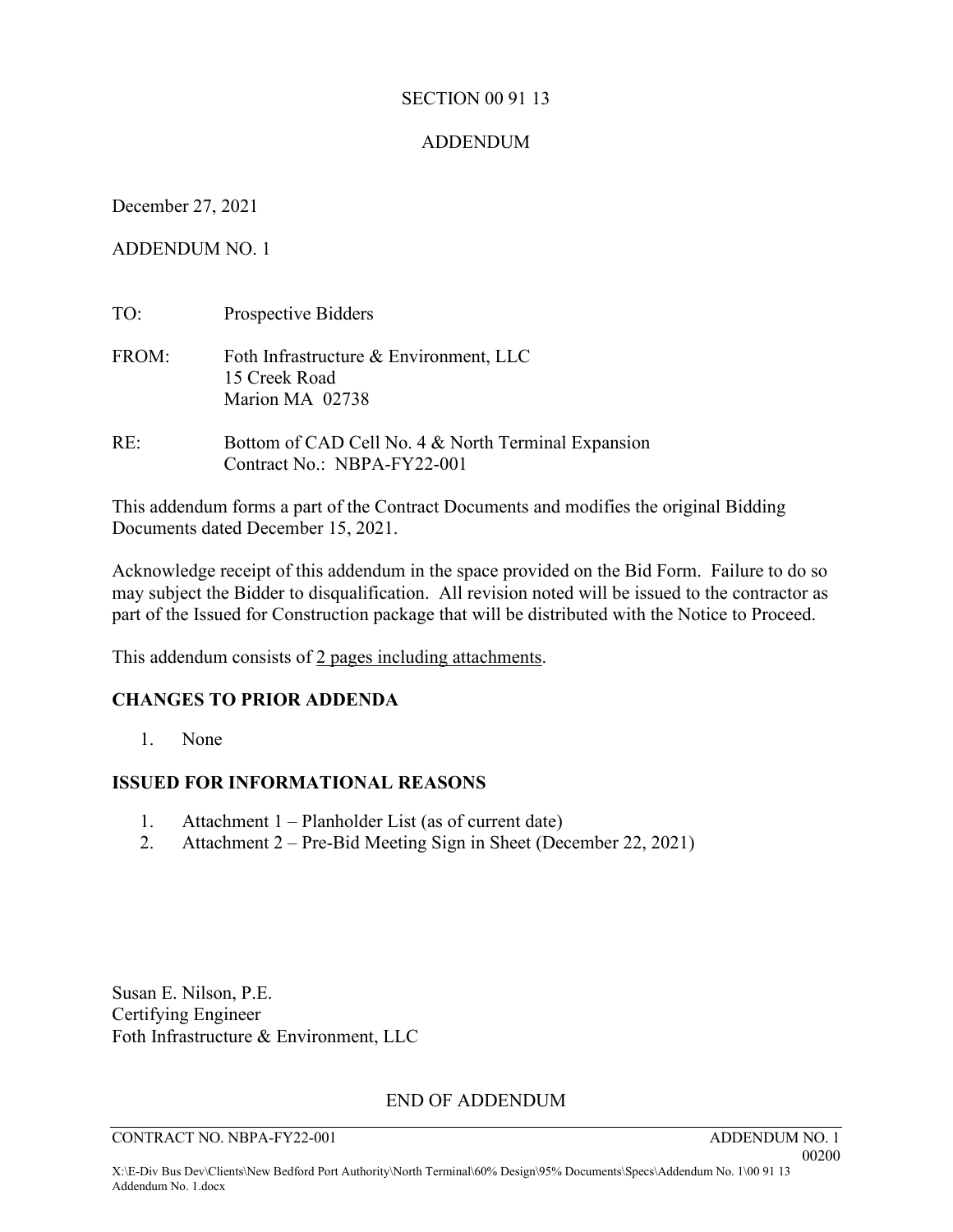SECTION 00 91 13

ADDENDUM

December 27, 2021

ADDENDUM NO. 1

TO: Prospective Bidders

FROM: Foth Infrastructure & Environment, LLC  
15 Creek Road  
Marion MA 02738

RE: Bottom of CAD Cell No. 4 & North Terminal Expansion  
Contract No.: NBPA-FY22-001

This addendum forms a part of the Contract Documents and modifies the original Bidding Documents dated December 15, 2021.

Acknowledge receipt of this addendum in the space provided on the Bid Form. Failure to do so may subject the Bidder to disqualification. All revision noted will be issued to the contractor as part of the Issued for Construction package that will be distributed with the Notice to Proceed.

This addendum consists of <u>2 pages including attachments</u>.

**CHANGES TO PRIOR ADDENDA**

1. None

**ISSUED FOR INFORMATIONAL REASONS**

1. Attachment 1 – Planholder List (as of current date)
2. Attachment 2 – Pre-Bid Meeting Sign in Sheet (December 22, 2021)

Susan E. Nilson, P.E.  
Certifying Engineer  
Foth Infrastructure & Environment, LLC

END OF ADDENDUM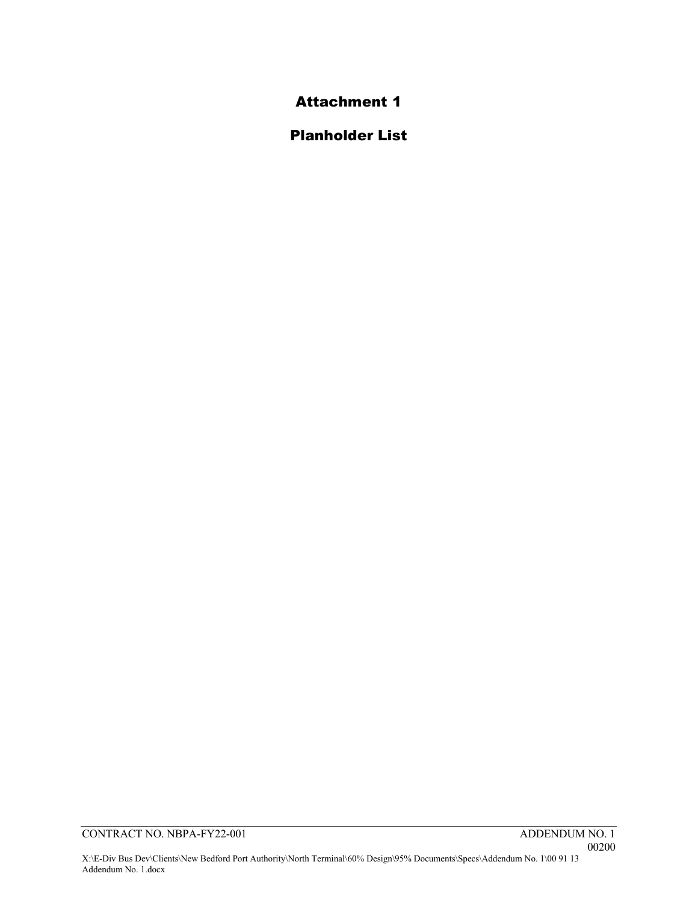# Attachment 1

## Planholder List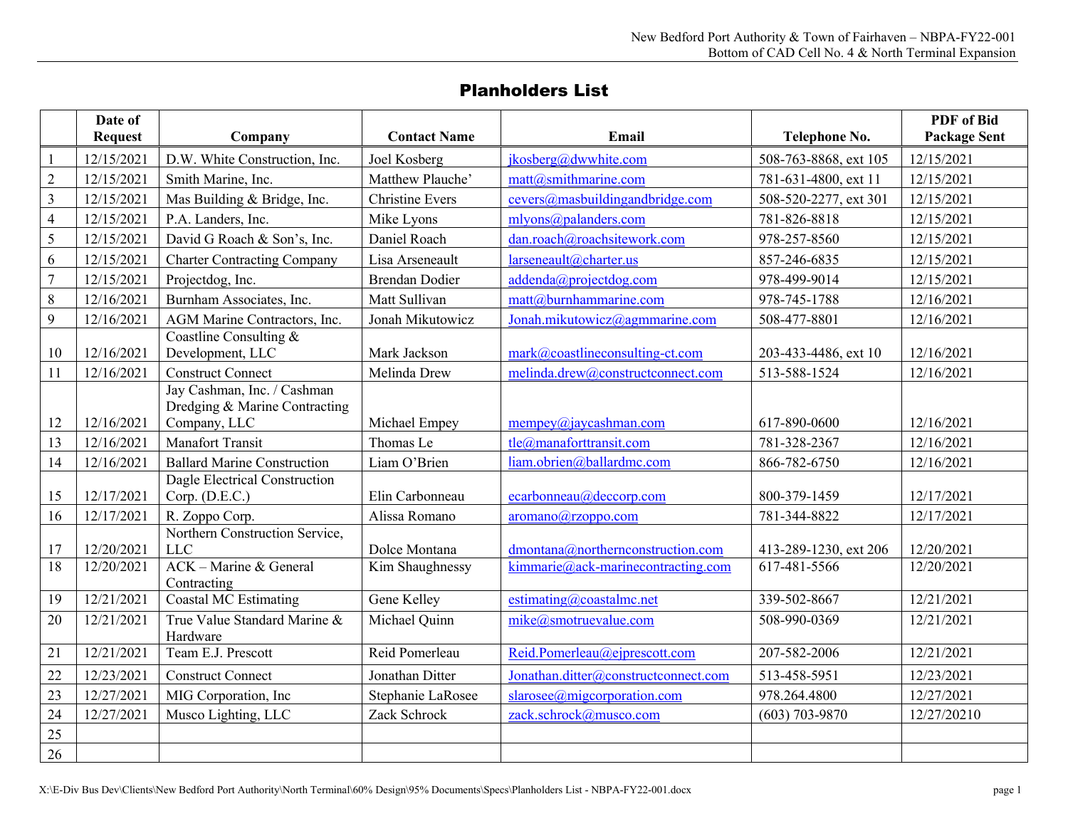## Planholders List

| | Date of Request | Company | Contact Name | Email | Telephone No. | PDF of Bid Package Sent |
|---|---|---|---|---|---|---|
| 1 | 12/15/2021 | D.W. White Construction, Inc. | Joel Kosberg | jkosberg@dwwhite.com | 508-763-8868, ext 105 | 12/15/2021 |
| 2 | 12/15/2021 | Smith Marine, Inc. | Matthew Plauche' | matt@smithmarine.com | 781-631-4800, ext 11 | 12/15/2021 |
| 3 | 12/15/2021 | Mas Building & Bridge, Inc. | Christine Evers | cevers@masbuildingandbridge.com | 508-520-2277, ext 301 | 12/15/2021 |
| 4 | 12/15/2021 | P.A. Landers, Inc. | Mike Lyons | mlyons@palanders.com | 781-826-8818 | 12/15/2021 |
| 5 | 12/15/2021 | David G Roach & Son's, Inc. | Daniel Roach | dan.roach@roachsitework.com | 978-257-8560 | 12/15/2021 |
| 6 | 12/15/2021 | Charter Contracting Company | Lisa Arseneault | larseneault@charter.us | 857-246-6835 | 12/15/2021 |
| 7 | 12/15/2021 | Projectdog, Inc. | Brendan Dodier | addenda@projectdog.com | 978-499-9014 | 12/15/2021 |
| 8 | 12/16/2021 | Burnham Associates, Inc. | Matt Sullivan | matt@burnhammarine.com | 978-745-1788 | 12/16/2021 |
| 9 | 12/16/2021 | AGM Marine Contractors, Inc. | Jonah Mikutowicz | Jonah.mikutowicz@agmmarine.com | 508-477-8801 | 12/16/2021 |
| 10 | 12/16/2021 | Coastline Consulting & Development, LLC | Mark Jackson | mark@coastlineconsulting-ct.com | 203-433-4486, ext 10 | 12/16/2021 |
| 11 | 12/16/2021 | Construct Connect | Melinda Drew | melinda.drew@constructconnect.com | 513-588-1524 | 12/16/2021 |
| 12 | 12/16/2021 | Jay Cashman, Inc. / Cashman Dredging & Marine Contracting Company, LLC | Michael Empey | mempey@jaycashman.com | 617-890-0600 | 12/16/2021 |
| 13 | 12/16/2021 | Manafort Transit | Thomas Le | tle@manaforttransit.com | 781-328-2367 | 12/16/2021 |
| 14 | 12/16/2021 | Ballard Marine Construction | Liam O'Brien | liam.obrien@ballardmc.com | 866-782-6750 | 12/16/2021 |
| 15 | 12/17/2021 | Dagle Electrical Construction Corp. (D.E.C.) | Elin Carbonneau | ecarbonneau@deccorp.com | 800-379-1459 | 12/17/2021 |
| 16 | 12/17/2021 | R. Zoppo Corp. | Alissa Romano | aromano@rzoppo.com | 781-344-8822 | 12/17/2021 |
| 17 | 12/20/2021 | Northern Construction Service, LLC | Dolce Montana | dmontana@northernconstruction.com | 413-289-1230, ext 206 | 12/20/2021 |
| 18 | 12/20/2021 | ACK – Marine & General Contracting | Kim Shaughnessy | kimmarie@ack-marinecontracting.com | 617-481-5566 | 12/20/2021 |
| 19 | 12/21/2021 | Coastal MC Estimating | Gene Kelley | estimating@coastalmc.net | 339-502-8667 | 12/21/2021 |
| 20 | 12/21/2021 | True Value Standard Marine & Hardware | Michael Quinn | mike@smotruevalue.com | 508-990-0369 | 12/21/2021 |
| 21 | 12/21/2021 | Team E.J. Prescott | Reid Pomerleau | Reid.Pomerleau@ejprescott.com | 207-582-2006 | 12/21/2021 |
| 22 | 12/23/2021 | Construct Connect | Jonathan Ditter | Jonathan.ditter@constructconnect.com | 513-458-5951 | 12/23/2021 |
| 23 | 12/27/2021 | MIG Corporation, Inc | Stephanie LaRosee | slarosee@migcorporation.com | 978.264.4800 | 12/27/2021 |
| 24 | 12/27/2021 | Musco Lighting, LLC | Zack Schrock | zack.schrock@musco.com | (603) 703-9870 | 12/27/20210 |
| 25 | | | | | | |
| 26 | | | | | | |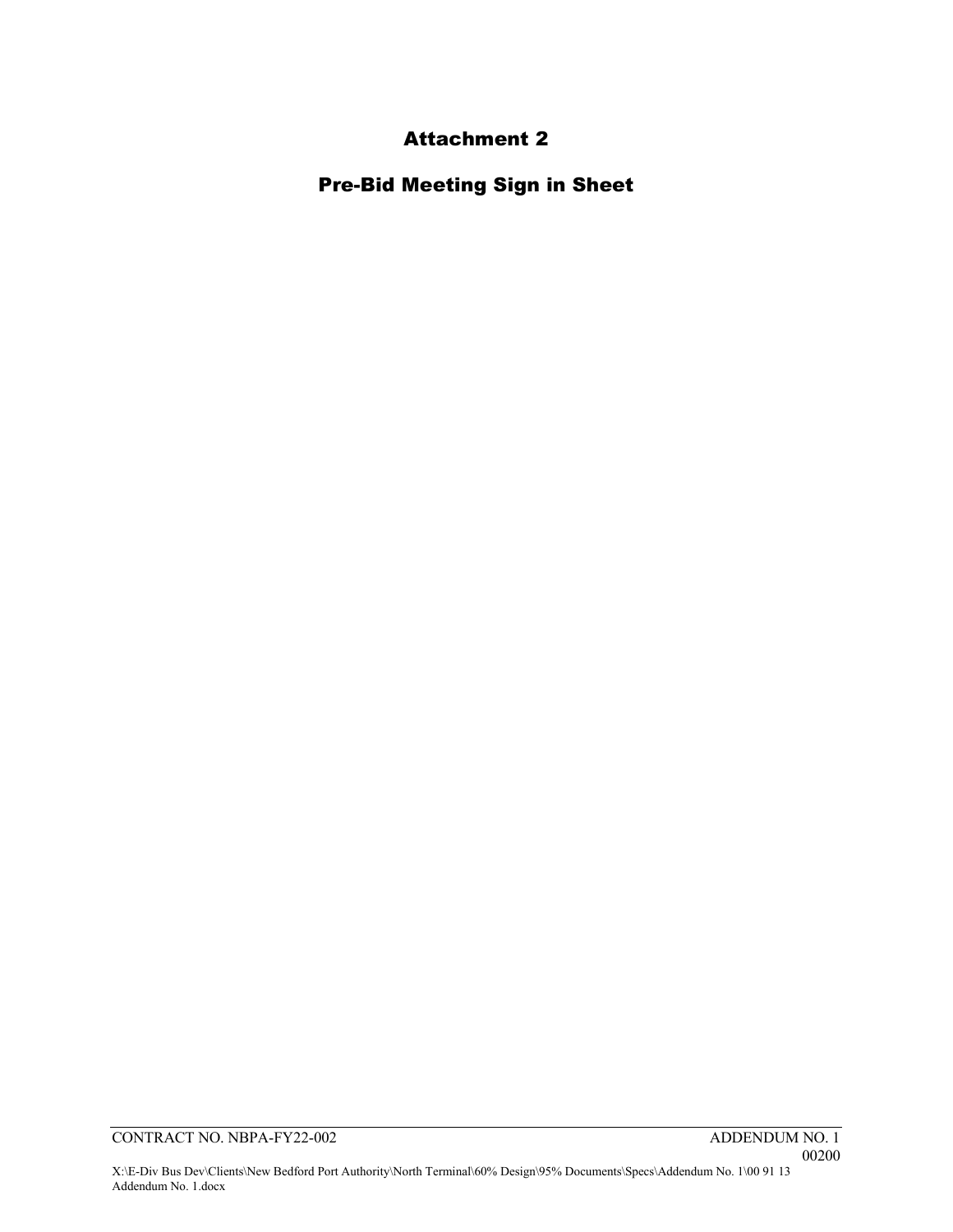# Attachment 2

## Pre-Bid Meeting Sign in Sheet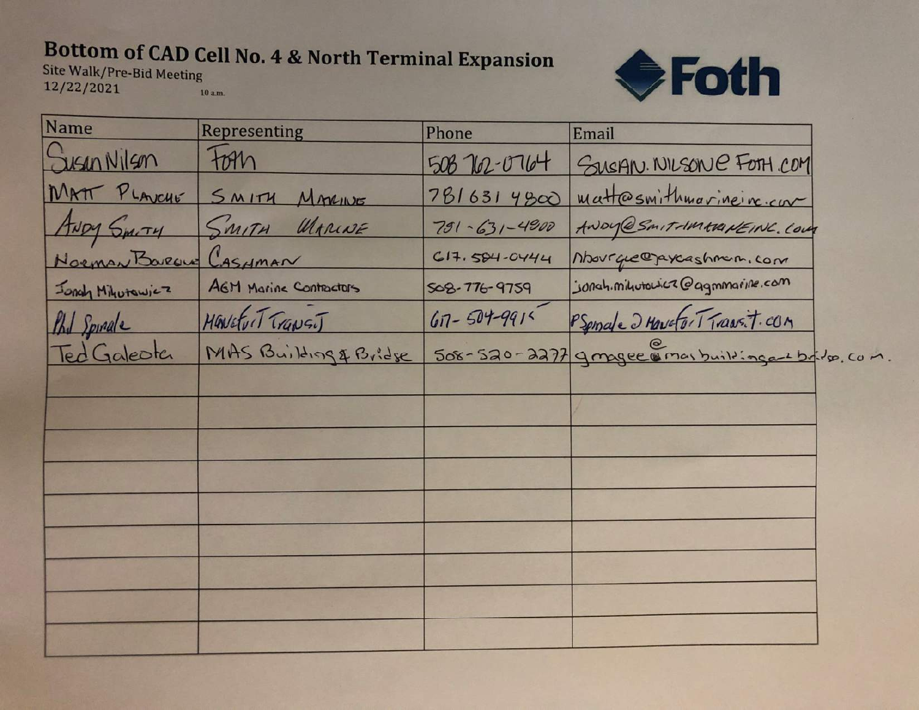# Bottom of CAD Cell No. 4 & North Terminal Expansion

Site Walk/Pre-Bid Meeting
12/22/2021 10 a.m.

Foth

| Name | Representing | Phone | Email |
|---|---|---|---|
| Susan Nilson | Foth | 508 762-0764 | SUSAN.NILSON@FOTH.COM |
| MATT PLAUCHE | SMITH MARINE | 781 631 4800 | matt@smithmarineinc.com |
| ANDY SMITH | SMITH MARINE | 781-631-4800 | ANDY@SMITHMARINEINC.COM |
| Norman Bourque | CASHMAN | 617.584-0444 | nbourque@jaycashman.com |
| Jonah Mikutowicz | AGM Marine Contractors | 508-776-9759 | jonah.mikutowicz@agmmarine.com |
| Phil Spinale | Havefort Transit | 617-504-9915 | PSpinale@HavefortTransit.com |
| Ted Galeota | MAS Building & Bridge | 508-520-2277 | gmagee@masbuildingandbridge.com |
| | | | |
| | | | |
| | | | |
| | | | |
| | | | |
| | | | |
| | | | |
| | | | |
| | | | |